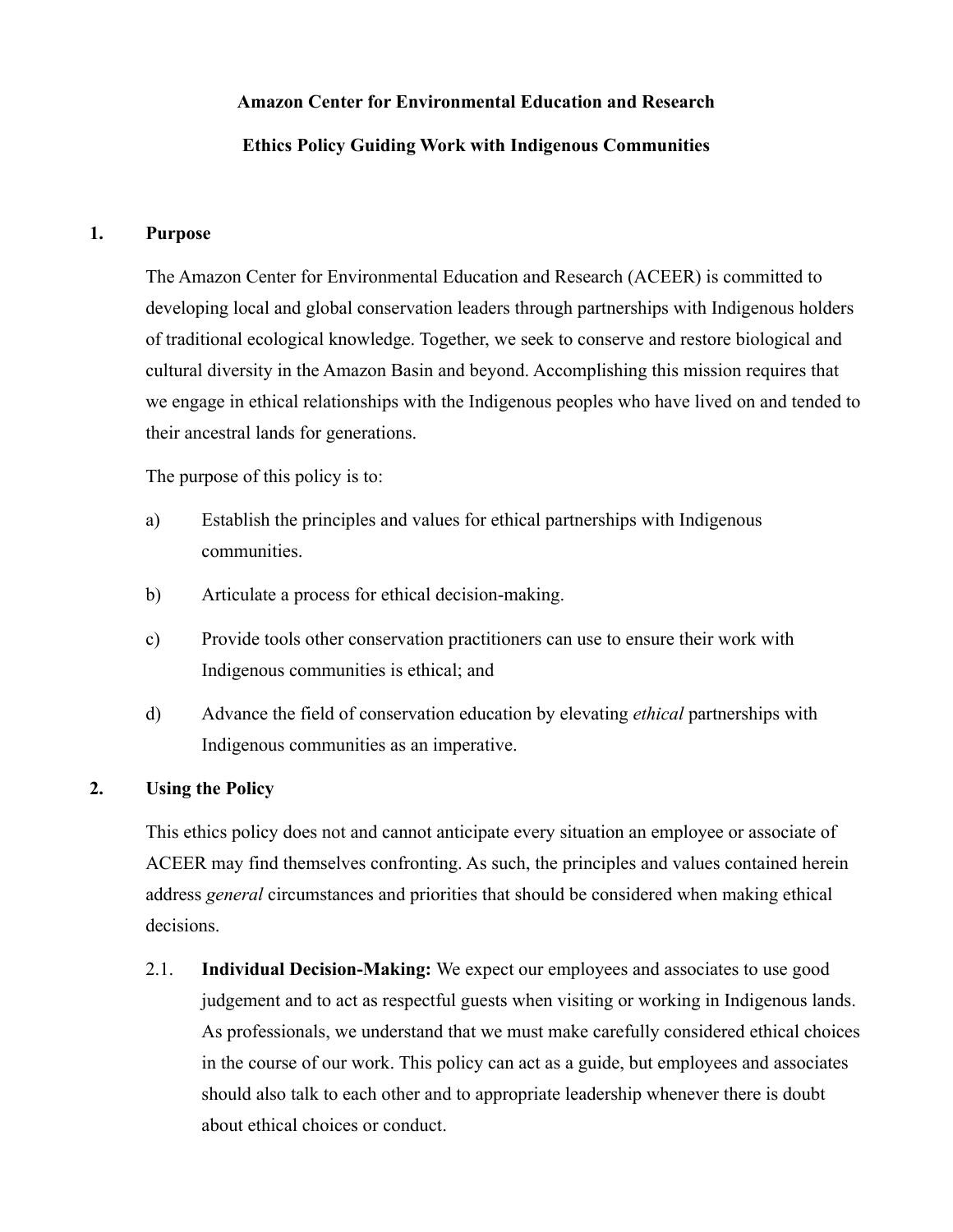# Amazon Center for Environmental Education and Research

# Ethics Policy Guiding Work with Indigenous Communities

## 1. Purpose

The Amazon Center for Environmental Education and Research (ACEER) is committed to developing local and global conservation leaders through partnerships with Indigenous holders of traditional ecological knowledge. Together, we seek to conserve and restore biological and cultural diversity in the Amazon Basin and beyond. Accomplishing this mission requires that we engage in ethical relationships with the Indigenous peoples who have lived on and tended to their ancestral lands for generations.

The purpose of this policy is to:

a) Establish the principles and values for ethical partnerships with Indigenous communities.

b) Articulate a process for ethical decision-making.

c) Provide tools other conservation practitioners can use to ensure their work with Indigenous communities is ethical; and

d) Advance the field of conservation education by elevating *ethical* partnerships with Indigenous communities as an imperative.

## 2. Using the Policy

This ethics policy does not and cannot anticipate every situation an employee or associate of ACEER may find themselves confronting. As such, the principles and values contained herein address *general* circumstances and priorities that should be considered when making ethical decisions.

2.1. **Individual Decision-Making:** We expect our employees and associates to use good judgement and to act as respectful guests when visiting or working in Indigenous lands. As professionals, we understand that we must make carefully considered ethical choices in the course of our work. This policy can act as a guide, but employees and associates should also talk to each other and to appropriate leadership whenever there is doubt about ethical choices or conduct.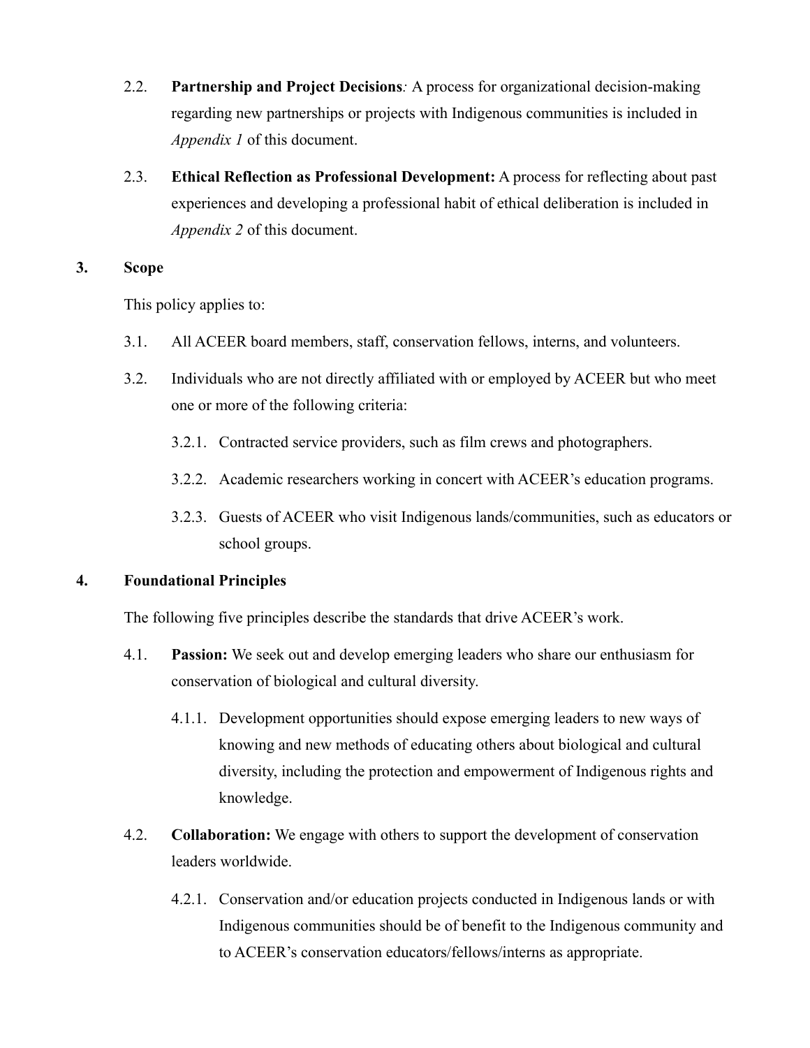2.2. **Partnership and Project Decisions***:* A process for organizational decision-making regarding new partnerships or projects with Indigenous communities is included in *Appendix 1* of this document.

2.3. **Ethical Reflection as Professional Development:** A process for reflecting about past experiences and developing a professional habit of ethical deliberation is included in *Appendix 2* of this document.

## 3. Scope

This policy applies to:

3.1. All ACEER board members, staff, conservation fellows, interns, and volunteers.

3.2. Individuals who are not directly affiliated with or employed by ACEER but who meet one or more of the following criteria:

3.2.1. Contracted service providers, such as film crews and photographers.

3.2.2. Academic researchers working in concert with ACEER's education programs.

3.2.3. Guests of ACEER who visit Indigenous lands/communities, such as educators or school groups.

## 4. Foundational Principles

The following five principles describe the standards that drive ACEER's work.

4.1. **Passion:** We seek out and develop emerging leaders who share our enthusiasm for conservation of biological and cultural diversity.

4.1.1. Development opportunities should expose emerging leaders to new ways of knowing and new methods of educating others about biological and cultural diversity, including the protection and empowerment of Indigenous rights and knowledge.

4.2. **Collaboration:** We engage with others to support the development of conservation leaders worldwide.

4.2.1. Conservation and/or education projects conducted in Indigenous lands or with Indigenous communities should be of benefit to the Indigenous community and to ACEER's conservation educators/fellows/interns as appropriate.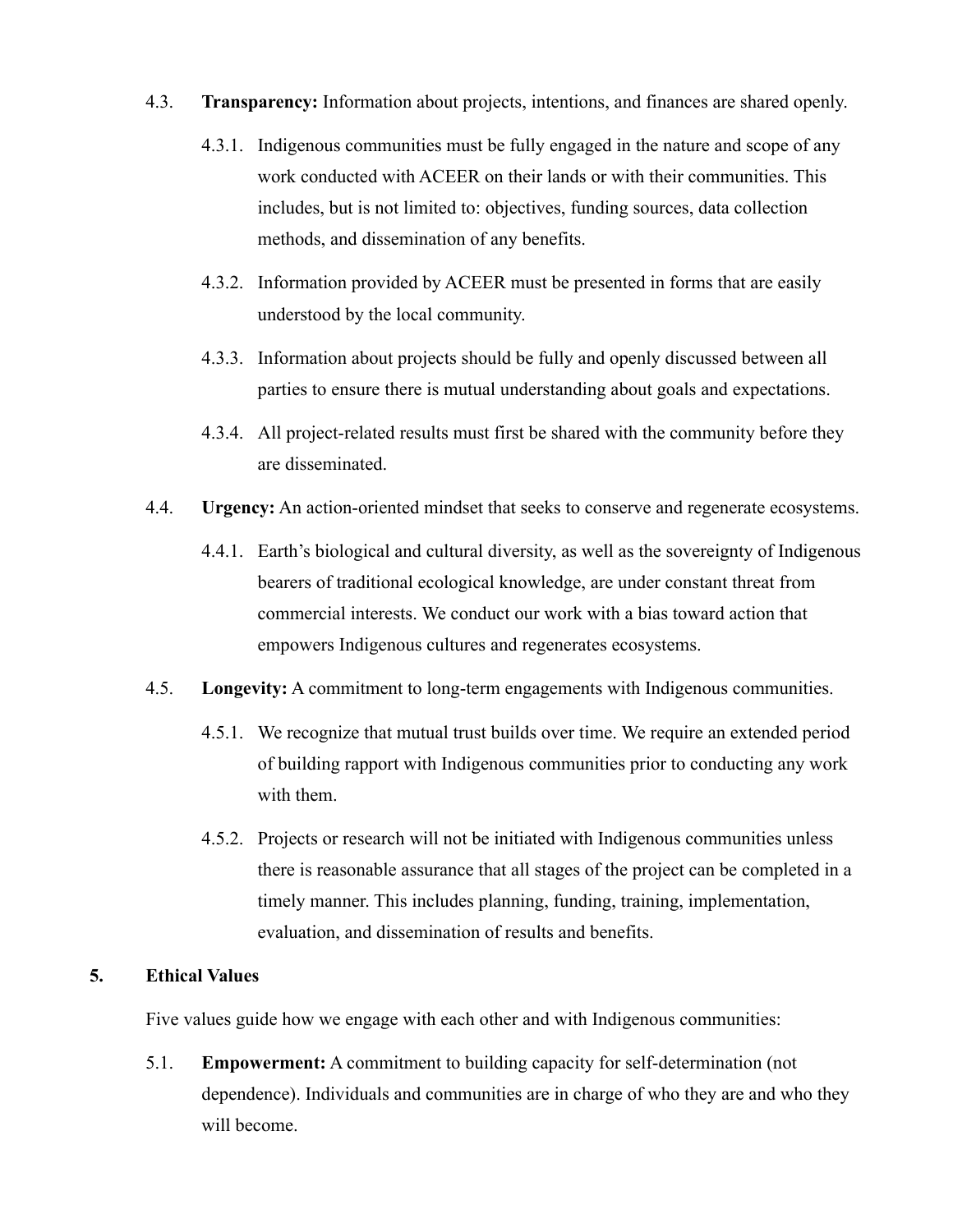4.3. **Transparency:** Information about projects, intentions, and finances are shared openly.

4.3.1. Indigenous communities must be fully engaged in the nature and scope of any work conducted with ACEER on their lands or with their communities. This includes, but is not limited to: objectives, funding sources, data collection methods, and dissemination of any benefits.

4.3.2. Information provided by ACEER must be presented in forms that are easily understood by the local community.

4.3.3. Information about projects should be fully and openly discussed between all parties to ensure there is mutual understanding about goals and expectations.

4.3.4. All project-related results must first be shared with the community before they are disseminated.

4.4. **Urgency:** An action-oriented mindset that seeks to conserve and regenerate ecosystems.

4.4.1. Earth's biological and cultural diversity, as well as the sovereignty of Indigenous bearers of traditional ecological knowledge, are under constant threat from commercial interests. We conduct our work with a bias toward action that empowers Indigenous cultures and regenerates ecosystems.

4.5. **Longevity:** A commitment to long-term engagements with Indigenous communities.

4.5.1. We recognize that mutual trust builds over time. We require an extended period of building rapport with Indigenous communities prior to conducting any work with them.

4.5.2. Projects or research will not be initiated with Indigenous communities unless there is reasonable assurance that all stages of the project can be completed in a timely manner. This includes planning, funding, training, implementation, evaluation, and dissemination of results and benefits.

## 5. Ethical Values

Five values guide how we engage with each other and with Indigenous communities:

5.1. **Empowerment:** A commitment to building capacity for self-determination (not dependence). Individuals and communities are in charge of who they are and who they will become.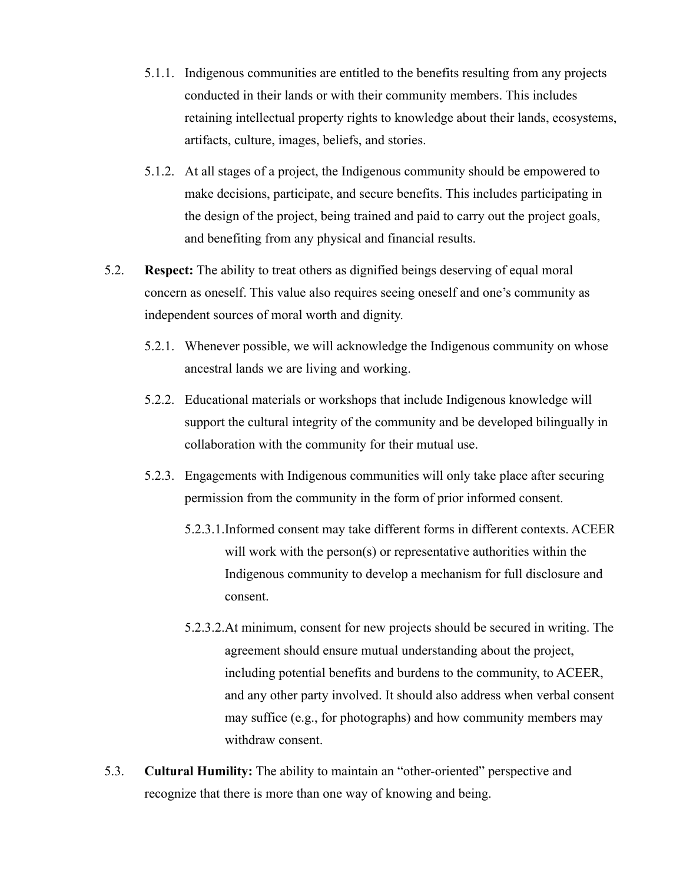5.1.1. Indigenous communities are entitled to the benefits resulting from any projects conducted in their lands or with their community members. This includes retaining intellectual property rights to knowledge about their lands, ecosystems, artifacts, culture, images, beliefs, and stories.

5.1.2. At all stages of a project, the Indigenous community should be empowered to make decisions, participate, and secure benefits. This includes participating in the design of the project, being trained and paid to carry out the project goals, and benefiting from any physical and financial results.

5.2. **Respect:** The ability to treat others as dignified beings deserving of equal moral concern as oneself. This value also requires seeing oneself and one's community as independent sources of moral worth and dignity.

5.2.1. Whenever possible, we will acknowledge the Indigenous community on whose ancestral lands we are living and working.

5.2.2. Educational materials or workshops that include Indigenous knowledge will support the cultural integrity of the community and be developed bilingually in collaboration with the community for their mutual use.

5.2.3. Engagements with Indigenous communities will only take place after securing permission from the community in the form of prior informed consent.

5.2.3.1. Informed consent may take different forms in different contexts. ACEER will work with the person(s) or representative authorities within the Indigenous community to develop a mechanism for full disclosure and consent.

5.2.3.2. At minimum, consent for new projects should be secured in writing. The agreement should ensure mutual understanding about the project, including potential benefits and burdens to the community, to ACEER, and any other party involved. It should also address when verbal consent may suffice (e.g., for photographs) and how community members may withdraw consent.

5.3. **Cultural Humility:** The ability to maintain an "other-oriented" perspective and recognize that there is more than one way of knowing and being.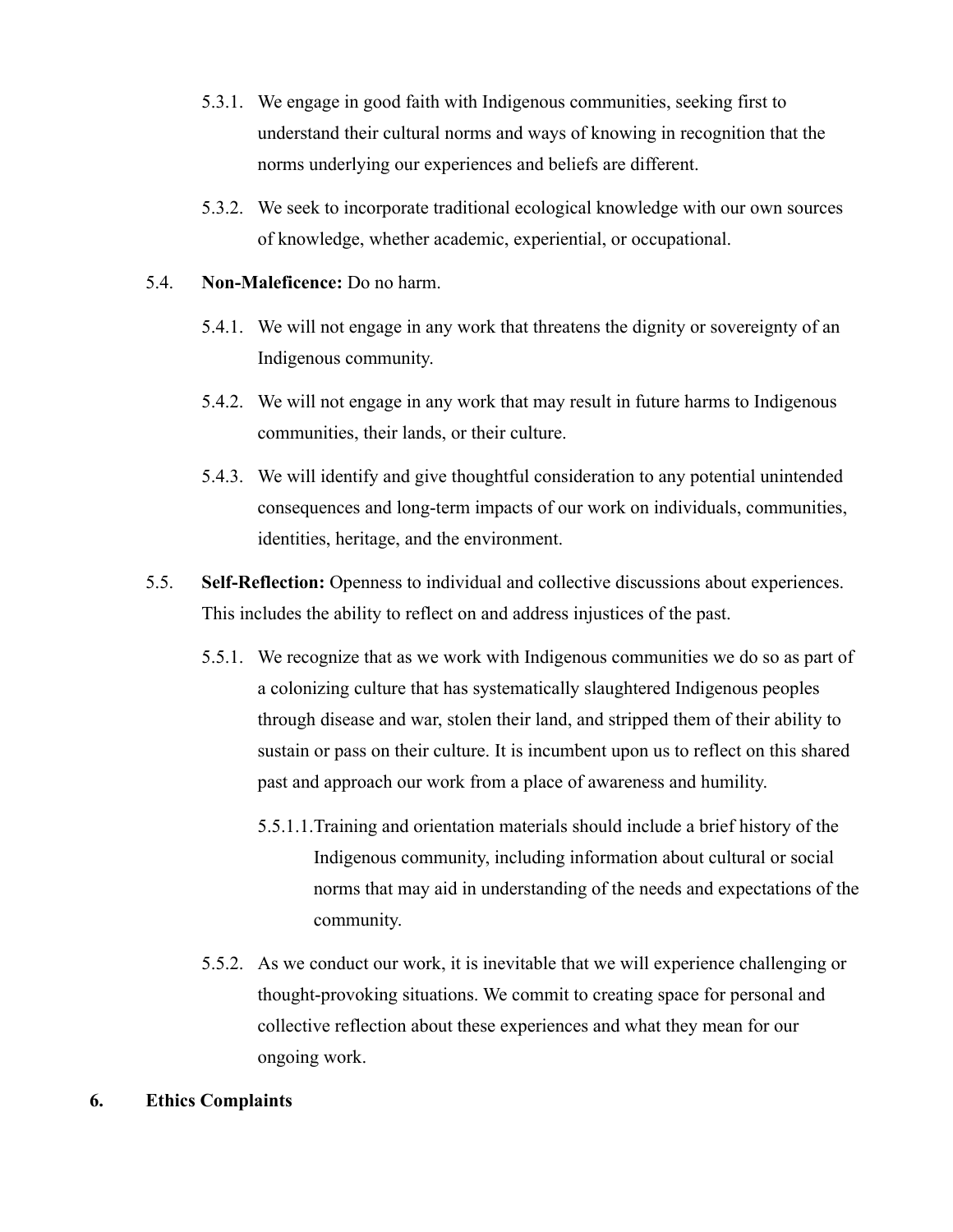5.3.1. We engage in good faith with Indigenous communities, seeking first to understand their cultural norms and ways of knowing in recognition that the norms underlying our experiences and beliefs are different.

5.3.2. We seek to incorporate traditional ecological knowledge with our own sources of knowledge, whether academic, experiential, or occupational.

5.4. **Non-Maleficence:** Do no harm.

5.4.1. We will not engage in any work that threatens the dignity or sovereignty of an Indigenous community.

5.4.2. We will not engage in any work that may result in future harms to Indigenous communities, their lands, or their culture.

5.4.3. We will identify and give thoughtful consideration to any potential unintended consequences and long-term impacts of our work on individuals, communities, identities, heritage, and the environment.

5.5. **Self-Reflection:** Openness to individual and collective discussions about experiences. This includes the ability to reflect on and address injustices of the past.

5.5.1. We recognize that as we work with Indigenous communities we do so as part of a colonizing culture that has systematically slaughtered Indigenous peoples through disease and war, stolen their land, and stripped them of their ability to sustain or pass on their culture. It is incumbent upon us to reflect on this shared past and approach our work from a place of awareness and humility.

5.5.1.1. Training and orientation materials should include a brief history of the Indigenous community, including information about cultural or social norms that may aid in understanding of the needs and expectations of the community.

5.5.2. As we conduct our work, it is inevitable that we will experience challenging or thought-provoking situations. We commit to creating space for personal and collective reflection about these experiences and what they mean for our ongoing work.

## 6. Ethics Complaints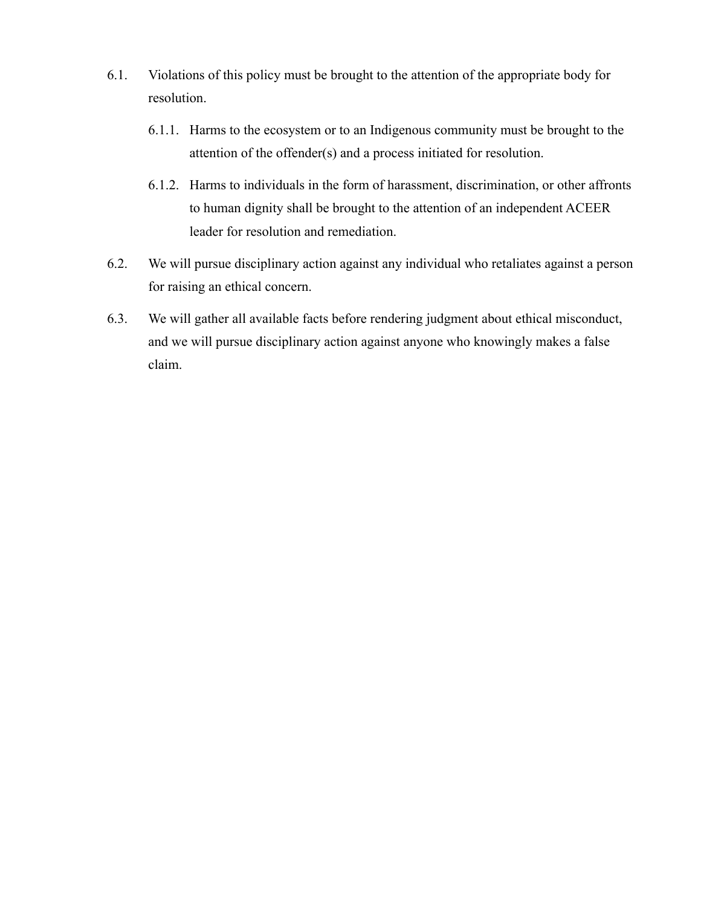6.1. Violations of this policy must be brought to the attention of the appropriate body for resolution.

  6.1.1. Harms to the ecosystem or to an Indigenous community must be brought to the attention of the offender(s) and a process initiated for resolution.

  6.1.2. Harms to individuals in the form of harassment, discrimination, or other affronts to human dignity shall be brought to the attention of an independent ACEER leader for resolution and remediation.

6.2. We will pursue disciplinary action against any individual who retaliates against a person for raising an ethical concern.

6.3. We will gather all available facts before rendering judgment about ethical misconduct, and we will pursue disciplinary action against anyone who knowingly makes a false claim.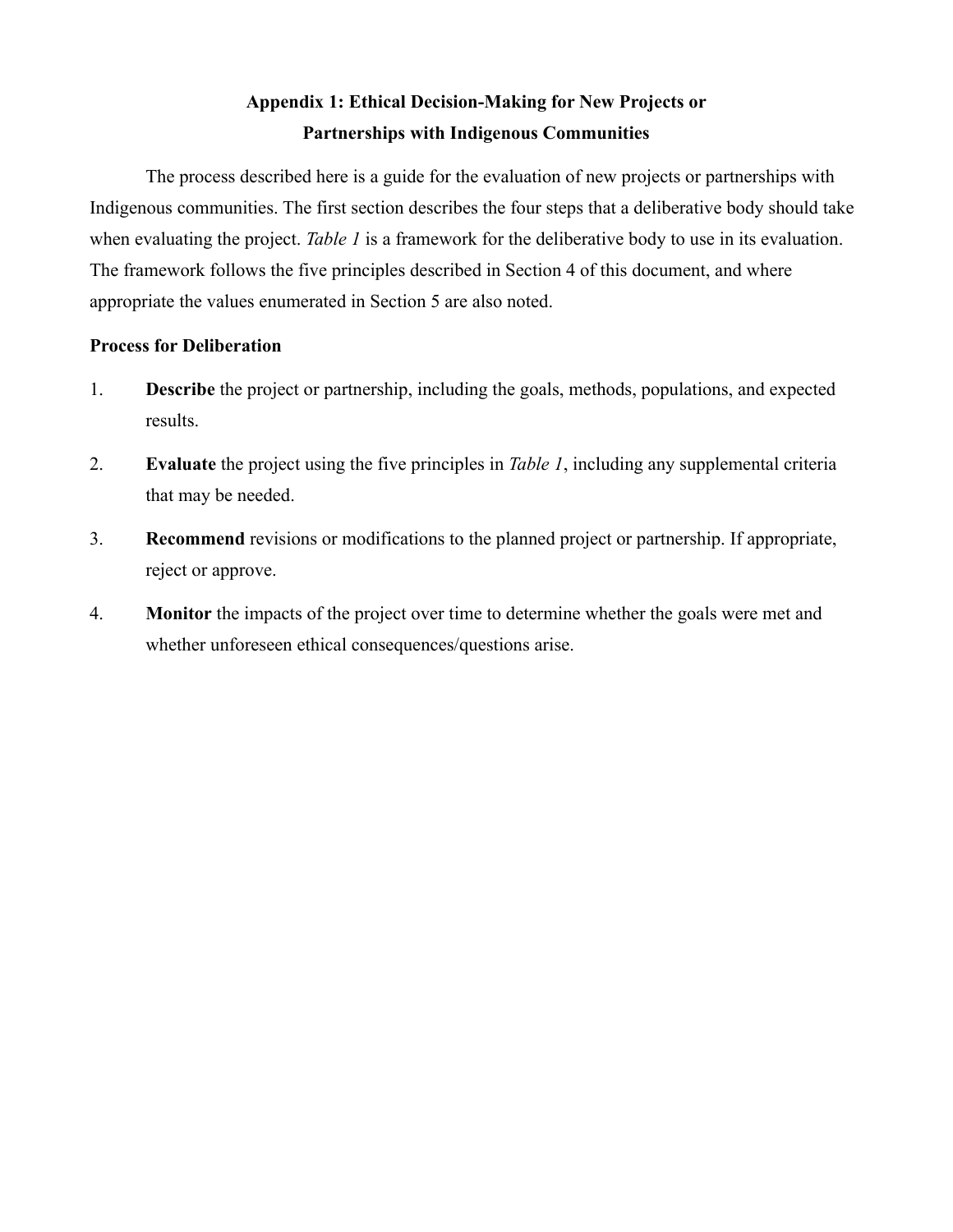# Appendix 1: Ethical Decision-Making for New Projects or Partnerships with Indigenous Communities

The process described here is a guide for the evaluation of new projects or partnerships with Indigenous communities. The first section describes the four steps that a deliberative body should take when evaluating the project. *Table 1* is a framework for the deliberative body to use in its evaluation. The framework follows the five principles described in Section 4 of this document, and where appropriate the values enumerated in Section 5 are also noted.

**Process for Deliberation**

1. **Describe** the project or partnership, including the goals, methods, populations, and expected results.
2. **Evaluate** the project using the five principles in *Table 1*, including any supplemental criteria that may be needed.
3. **Recommend** revisions or modifications to the planned project or partnership. If appropriate, reject or approve.
4. **Monitor** the impacts of the project over time to determine whether the goals were met and whether unforeseen ethical consequences/questions arise.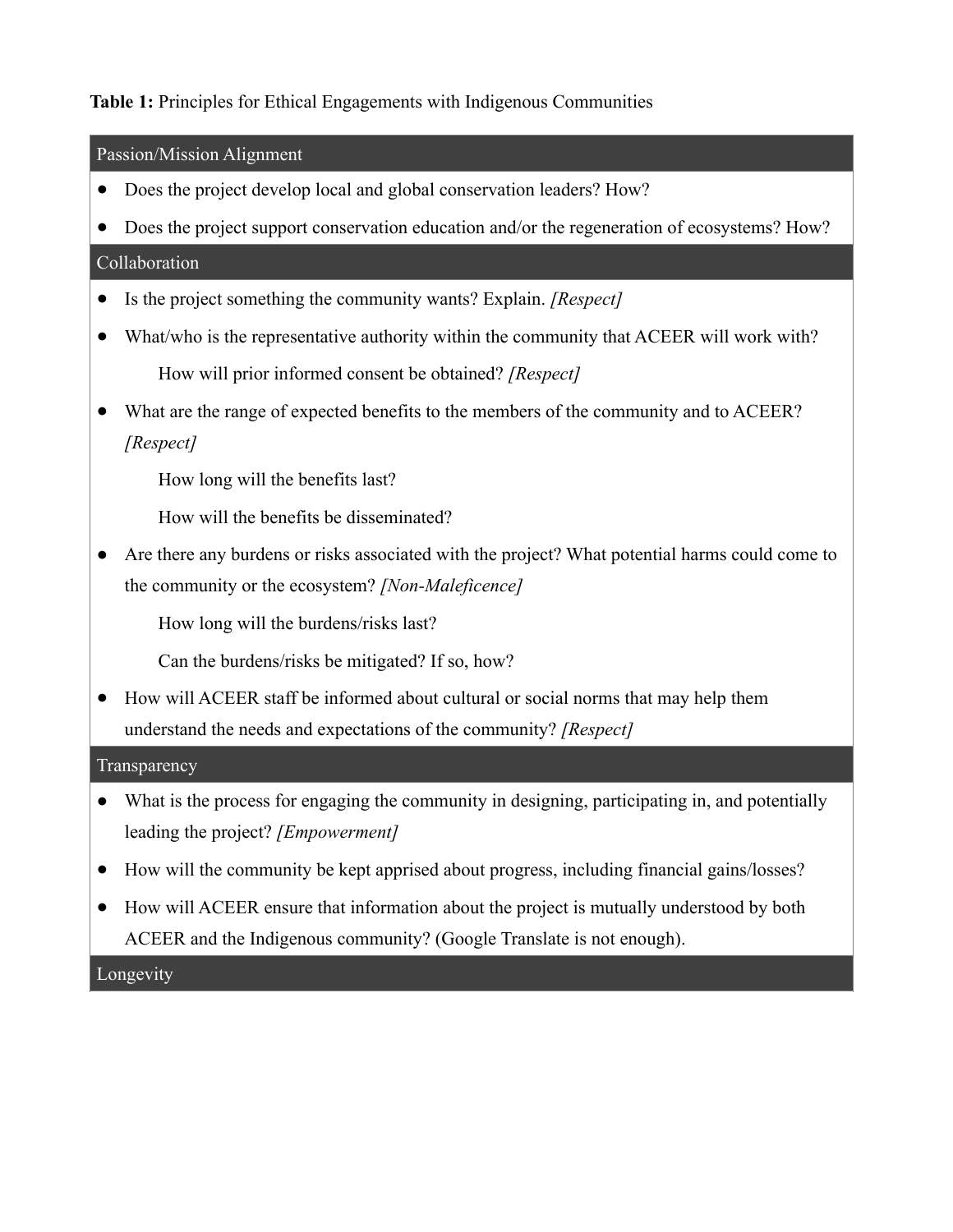**Table 1:** Principles for Ethical Engagements with Indigenous Communities

| Passion/Mission Alignment |
|---|
| • Does the project develop local and global conservation leaders? How?<br>• Does the project support conservation education and/or the regeneration of ecosystems? How? |
| **Collaboration** |
| • Is the project something the community wants? Explain. *[Respect]*<br>• What/who is the representative authority within the community that ACEER will work with?<br>&nbsp;&nbsp;&nbsp;&nbsp;How will prior informed consent be obtained? *[Respect]*<br>• What are the range of expected benefits to the members of the community and to ACEER? *[Respect]*<br>&nbsp;&nbsp;&nbsp;&nbsp;How long will the benefits last?<br>&nbsp;&nbsp;&nbsp;&nbsp;How will the benefits be disseminated?<br>• Are there any burdens or risks associated with the project? What potential harms could come to the community or the ecosystem? *[Non-Maleficence]*<br>&nbsp;&nbsp;&nbsp;&nbsp;How long will the burdens/risks last?<br>&nbsp;&nbsp;&nbsp;&nbsp;Can the burdens/risks be mitigated? If so, how?<br>• How will ACEER staff be informed about cultural or social norms that may help them understand the needs and expectations of the community? *[Respect]* |
| **Transparency** |
| • What is the process for engaging the community in designing, participating in, and potentially leading the project? *[Empowerment]*<br>• How will the community be kept apprised about progress, including financial gains/losses?<br>• How will ACEER ensure that information about the project is mutually understood by both ACEER and the Indigenous community? (Google Translate is not enough). |
| **Longevity** |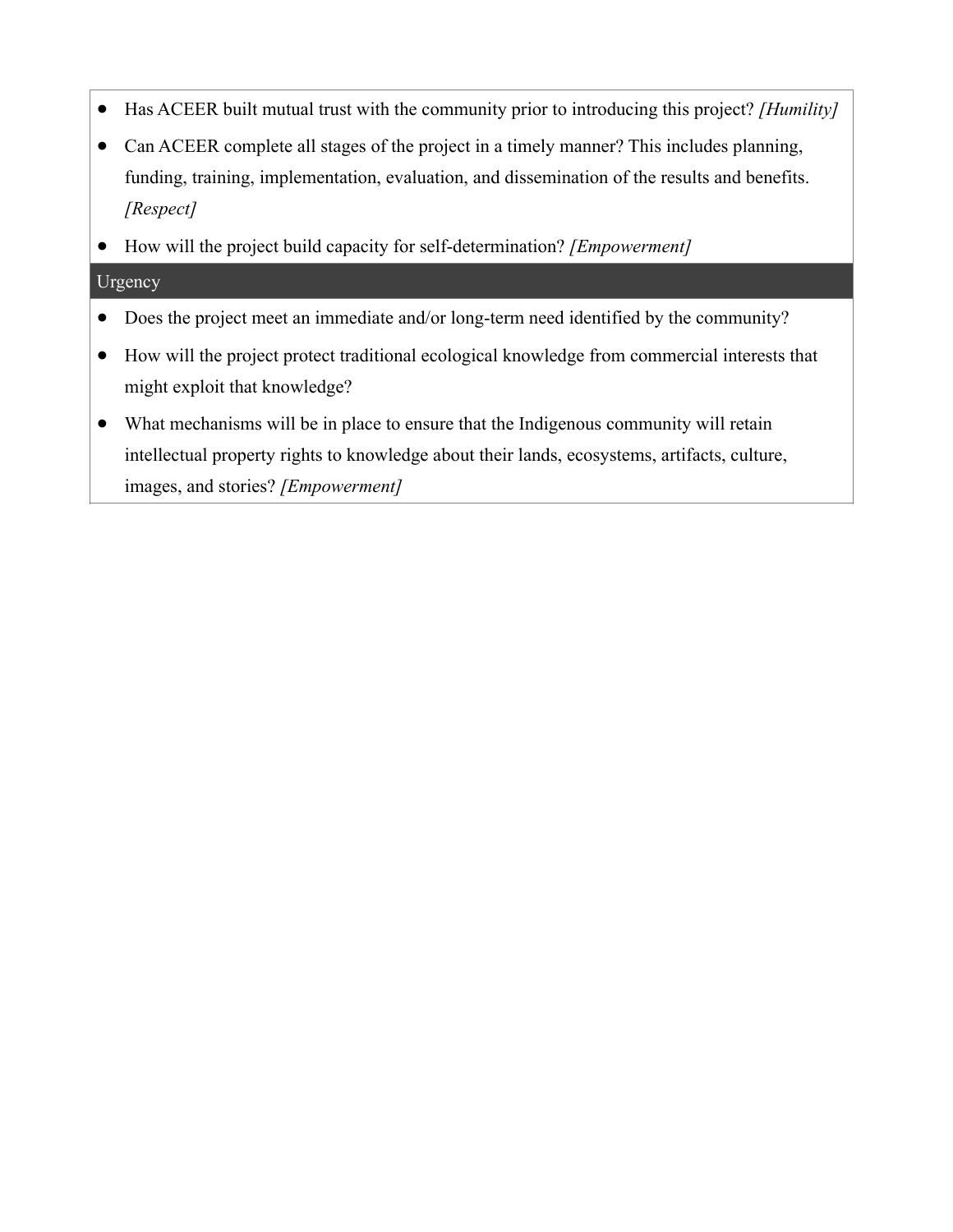- Has ACEER built mutual trust with the community prior to introducing this project? *[Humility]*
- Can ACEER complete all stages of the project in a timely manner? This includes planning, funding, training, implementation, evaluation, and dissemination of the results and benefits. *[Respect]*
- How will the project build capacity for self-determination? *[Empowerment]*

**Urgency**

- Does the project meet an immediate and/or long-term need identified by the community?
- How will the project protect traditional ecological knowledge from commercial interests that might exploit that knowledge?
- What mechanisms will be in place to ensure that the Indigenous community will retain intellectual property rights to knowledge about their lands, ecosystems, artifacts, culture, images, and stories? *[Empowerment]*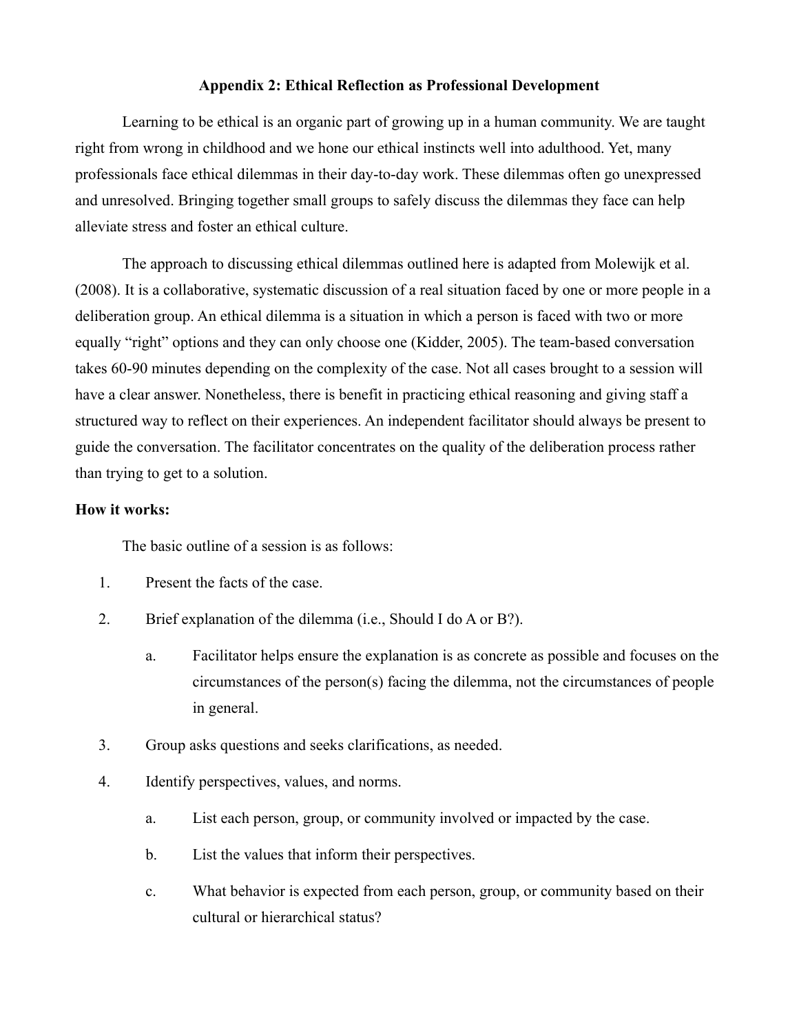## Appendix 2: Ethical Reflection as Professional Development

Learning to be ethical is an organic part of growing up in a human community. We are taught right from wrong in childhood and we hone our ethical instincts well into adulthood. Yet, many professionals face ethical dilemmas in their day-to-day work. These dilemmas often go unexpressed and unresolved. Bringing together small groups to safely discuss the dilemmas they face can help alleviate stress and foster an ethical culture.

The approach to discussing ethical dilemmas outlined here is adapted from Molewijk et al. (2008). It is a collaborative, systematic discussion of a real situation faced by one or more people in a deliberation group. An ethical dilemma is a situation in which a person is faced with two or more equally "right" options and they can only choose one (Kidder, 2005). The team-based conversation takes 60-90 minutes depending on the complexity of the case. Not all cases brought to a session will have a clear answer. Nonetheless, there is benefit in practicing ethical reasoning and giving staff a structured way to reflect on their experiences. An independent facilitator should always be present to guide the conversation. The facilitator concentrates on the quality of the deliberation process rather than trying to get to a solution.

**How it works:**

The basic outline of a session is as follows:

1. Present the facts of the case.
2. Brief explanation of the dilemma (i.e., Should I do A or B?).
   a. Facilitator helps ensure the explanation is as concrete as possible and focuses on the circumstances of the person(s) facing the dilemma, not the circumstances of people in general.
3. Group asks questions and seeks clarifications, as needed.
4. Identify perspectives, values, and norms.
   a. List each person, group, or community involved or impacted by the case.
   b. List the values that inform their perspectives.
   c. What behavior is expected from each person, group, or community based on their cultural or hierarchical status?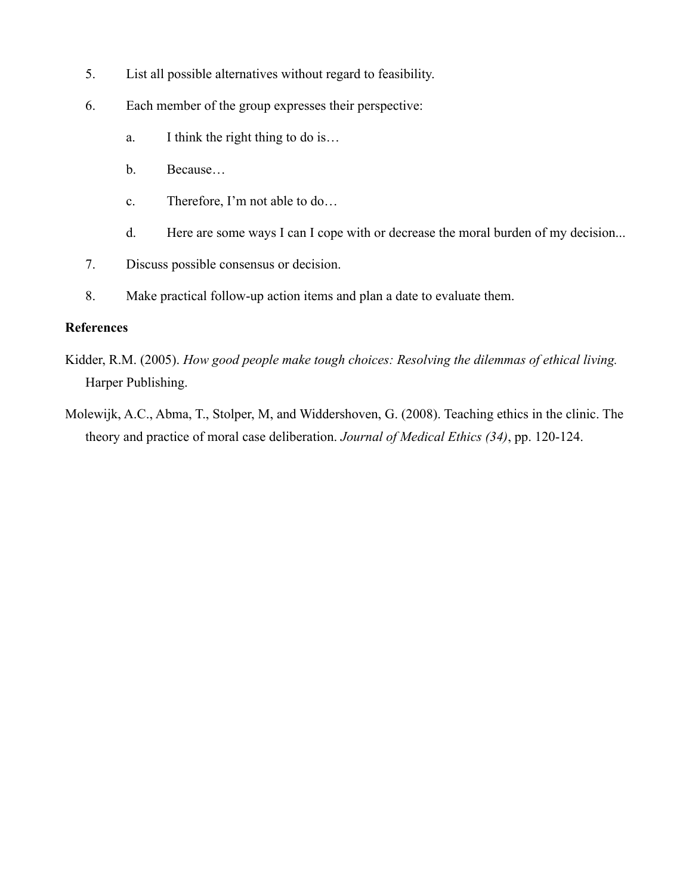5. List all possible alternatives without regard to feasibility.
6. Each member of the group expresses their perspective:
    a. I think the right thing to do is…
    b. Because…
    c. Therefore, I'm not able to do…
    d. Here are some ways I can I cope with or decrease the moral burden of my decision...
7. Discuss possible consensus or decision.
8. Make practical follow-up action items and plan a date to evaluate them.

**References**

Kidder, R.M. (2005). *How good people make tough choices: Resolving the dilemmas of ethical living.* Harper Publishing.

Molewijk, A.C., Abma, T., Stolper, M, and Widdershoven, G. (2008). Teaching ethics in the clinic. The theory and practice of moral case deliberation. *Journal of Medical Ethics (34)*, pp. 120-124.